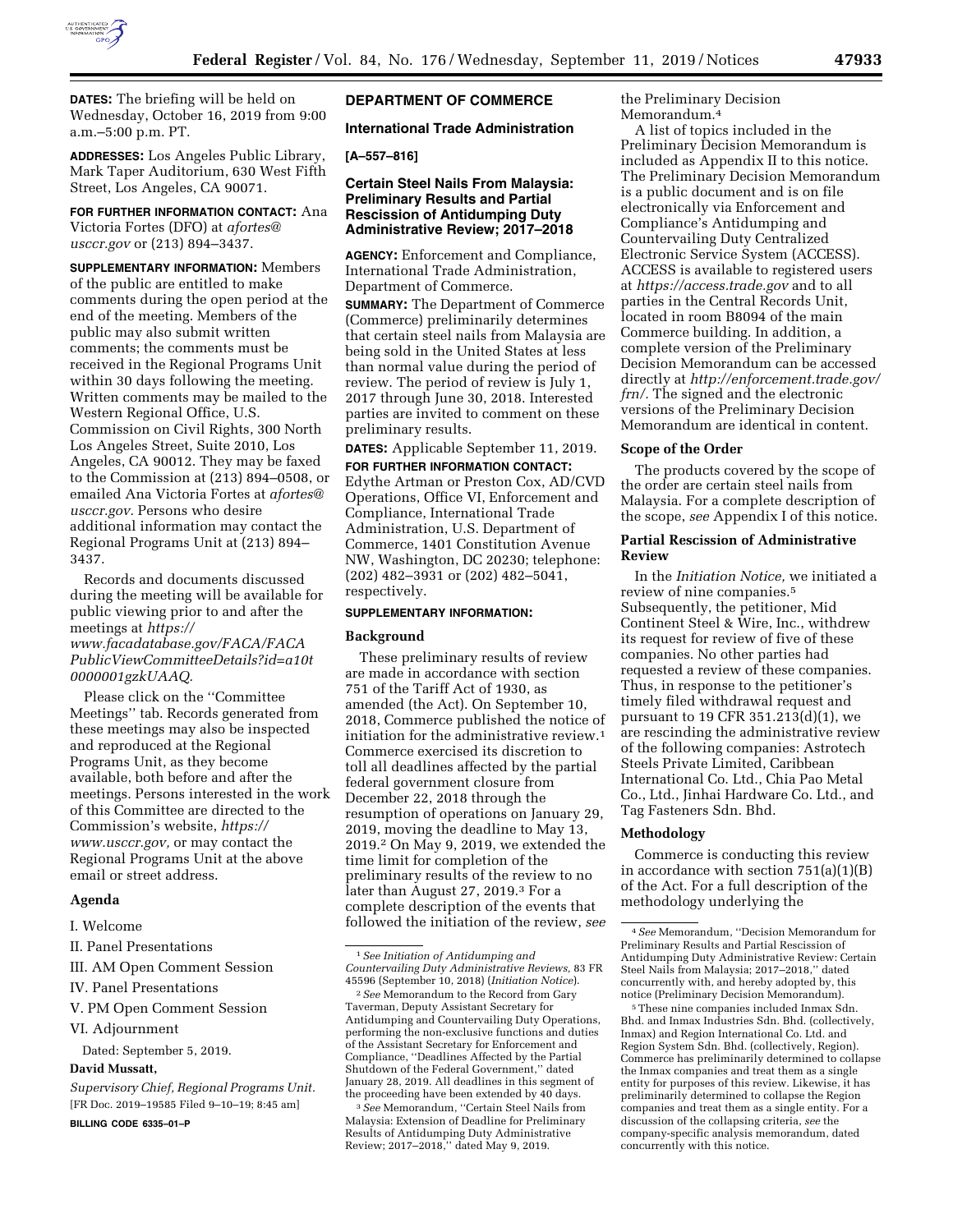**DATES:** The briefing will be held on Wednesday, October 16, 2019 from 9:00 a.m.–5:00 p.m. PT.

**ADDRESSES:** Los Angeles Public Library, Mark Taper Auditorium, 630 West Fifth Street, Los Angeles, CA 90071.

**FOR FURTHER INFORMATION CONTACT:** Ana Victoria Fortes (DFO) at *afortes@usccr.gov* or (213) 894–3437.

**SUPPLEMENTARY INFORMATION:** Members of the public are entitled to make comments during the open period at the end of the meeting. Members of the public may also submit written comments; the comments must be received in the Regional Programs Unit within 30 days following the meeting. Written comments may be mailed to the Western Regional Office, U.S. Commission on Civil Rights, 300 North Los Angeles Street, Suite 2010, Los Angeles, CA 90012. They may be faxed to the Commission at (213) 894–0508, or emailed Ana Victoria Fortes at *afortes@usccr.gov*. Persons who desire additional information may contact the Regional Programs Unit at (213) 894–3437.

Records and documents discussed during the meeting will be available for public viewing prior to and after the meetings at *https://www.facadatabase.gov/FACA/FACAPublicViewCommitteeDetails?id=a10t0000001gzkUAAQ*.

Please click on the ''Committee Meetings'' tab. Records generated from these meetings may also be inspected and reproduced at the Regional Programs Unit, as they become available, both before and after the meetings. Persons interested in the work of this Committee are directed to the Commission's website, *https://www.usccr.gov*, or may contact the Regional Programs Unit at the above email or street address.

## Agenda

I. Welcome

II. Panel Presentations

III. AM Open Comment Session

IV. Panel Presentations

V. PM Open Comment Session

VI. Adjournment

Dated: September 5, 2019.

**David Mussatt,**

*Supervisory Chief, Regional Programs Unit.*

[FR Doc. 2019–19585 Filed 9–10–19; 8:45 am]

**BILLING CODE 6335–01–P**

## DEPARTMENT OF COMMERCE

### International Trade Administration

**[A–557–816]**

### Certain Steel Nails From Malaysia: Preliminary Results and Partial Rescission of Antidumping Duty Administrative Review; 2017–2018

**AGENCY:** Enforcement and Compliance, International Trade Administration, Department of Commerce.

**SUMMARY:** The Department of Commerce (Commerce) preliminarily determines that certain steel nails from Malaysia are being sold in the United States at less than normal value during the period of review. The period of review is July 1, 2017 through June 30, 2018. Interested parties are invited to comment on these preliminary results.

**DATES:** Applicable September 11, 2019.

**FOR FURTHER INFORMATION CONTACT:** Edythe Artman or Preston Cox, AD/CVD Operations, Office VI, Enforcement and Compliance, International Trade Administration, U.S. Department of Commerce, 1401 Constitution Avenue NW, Washington, DC 20230; telephone: (202) 482–3931 or (202) 482–5041, respectively.

**SUPPLEMENTARY INFORMATION:**

### Background

These preliminary results of review are made in accordance with section 751 of the Tariff Act of 1930, as amended (the Act). On September 10, 2018, Commerce published the notice of initiation for the administrative review.[1] Commerce exercised its discretion to toll all deadlines affected by the partial federal government closure from December 22, 2018 through the resumption of operations on January 29, 2019, moving the deadline to May 13, 2019.[2] On May 9, 2019, we extended the time limit for completion of the preliminary results of the review to no later than August 27, 2019.[3] For a complete description of the events that followed the initiation of the review, *see* the Preliminary Decision Memorandum.[4]

A list of topics included in the Preliminary Decision Memorandum is included as Appendix II to this notice. The Preliminary Decision Memorandum is a public document and is on file electronically via Enforcement and Compliance's Antidumping and Countervailing Duty Centralized Electronic Service System (ACCESS). ACCESS is available to registered users at *https://access.trade.gov* and to all parties in the Central Records Unit, located in room B8094 of the main Commerce building. In addition, a complete version of the Preliminary Decision Memorandum can be accessed directly at *http://enforcement.trade.gov/frn/*. The signed and the electronic versions of the Preliminary Decision Memorandum are identical in content.

### Scope of the Order

The products covered by the scope of the order are certain steel nails from Malaysia. For a complete description of the scope, *see* Appendix I of this notice.

### Partial Rescission of Administrative Review

In the *Initiation Notice,* we initiated a review of nine companies.[5] Subsequently, the petitioner, Mid Continent Steel & Wire, Inc., withdrew its request for review of five of these companies. No other parties had requested a review of these companies. Thus, in response to the petitioner's timely filed withdrawal request and pursuant to 19 CFR 351.213(d)(1), we are rescinding the administrative review of the following companies: Astrotech Steels Private Limited, Caribbean International Co. Ltd., Chia Pao Metal Co., Ltd., Jinhai Hardware Co. Ltd., and Tag Fasteners Sdn. Bhd.

### Methodology

Commerce is conducting this review in accordance with section 751(a)(1)(B) of the Act. For a full description of the methodology underlying the

---

[1] *See Initiation of Antidumping and Countervailing Duty Administrative Reviews,* 83 FR 45596 (September 10, 2018) (*Initiation Notice*).

[2] *See* Memorandum to the Record from Gary Taverman, Deputy Assistant Secretary for Antidumping and Countervailing Duty Operations, performing the non-exclusive functions and duties of the Assistant Secretary for Enforcement and Compliance, ''Deadlines Affected by the Partial Shutdown of the Federal Government,'' dated January 28, 2019. All deadlines in this segment of the proceeding have been extended by 40 days.

[3] *See* Memorandum, ''Certain Steel Nails from Malaysia: Extension of Deadline for Preliminary Results of Antidumping Duty Administrative Review; 2017–2018,'' dated May 9, 2019.

[4] *See* Memorandum, ''Decision Memorandum for Preliminary Results and Partial Rescission of Antidumping Duty Administrative Review: Certain Steel Nails from Malaysia; 2017–2018,'' dated concurrently with, and hereby adopted by, this notice (Preliminary Decision Memorandum).

[5] These nine companies included Inmax Sdn. Bhd. and Inmax Industries Sdn. Bhd. (collectively, Inmax) and Region International Co. Ltd. and Region System Sdn. Bhd. (collectively, Region). Commerce has preliminarily determined to collapse the Inmax companies and treat them as a single entity for purposes of this review. Likewise, it has preliminarily determined to collapse the Region companies and treat them as a single entity. For a discussion of the collapsing criteria, *see* the company-specific analysis memorandum, dated concurrently with this notice.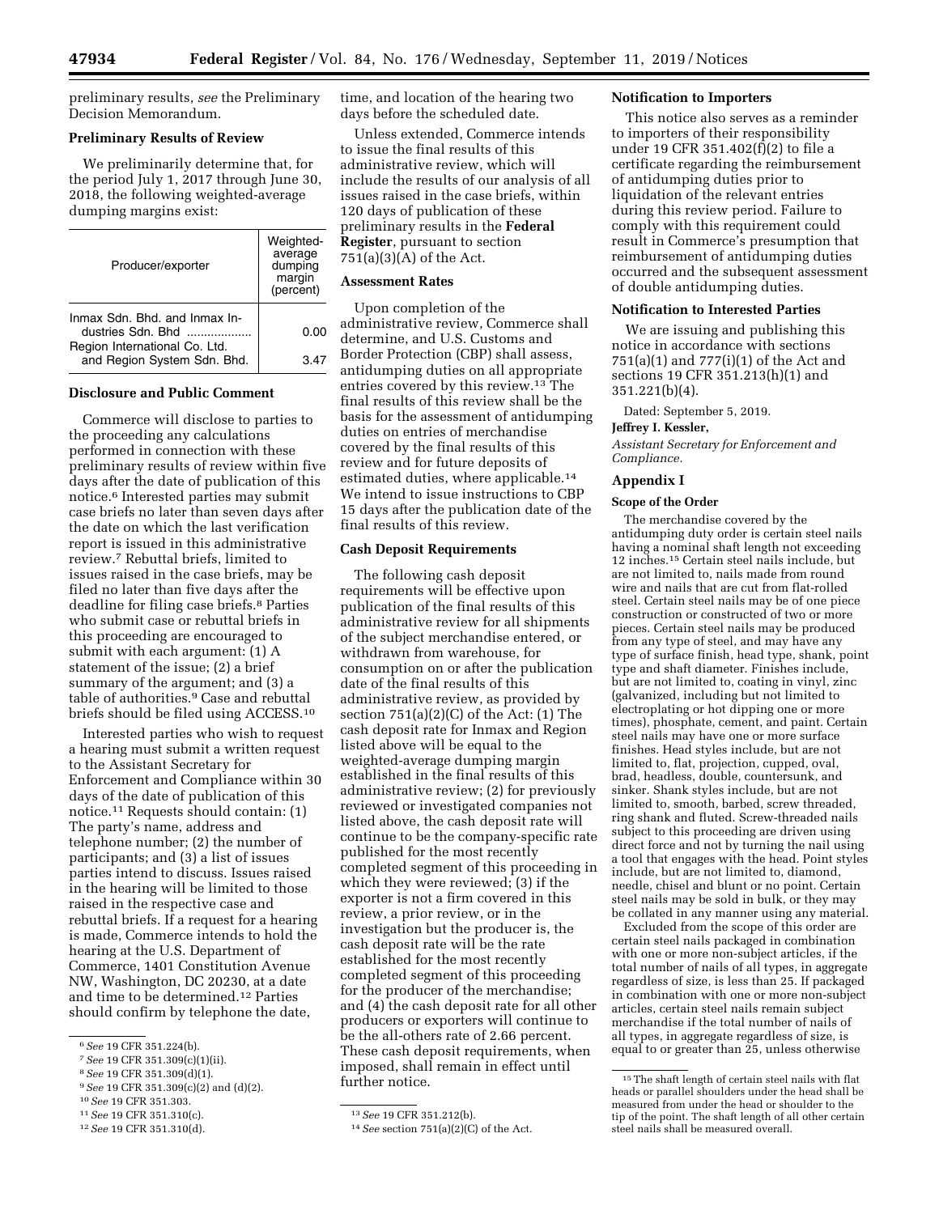preliminary results, *see* the Preliminary Decision Memorandum.

**Preliminary Results of Review**

We preliminarily determine that, for the period July 1, 2017 through June 30, 2018, the following weighted-average dumping margins exist:

| Producer/exporter | Weighted-average dumping margin (percent) |
| --- | --- |
| Inmax Sdn. Bhd. and Inmax Industries Sdn. Bhd | 0.00 |
| Region International Co. Ltd. and Region System Sdn. Bhd. | 3.47 |

**Disclosure and Public Comment**

Commerce will disclose to parties to the proceeding any calculations performed in connection with these preliminary results of review within five days after the date of publication of this notice.[6] Interested parties may submit case briefs no later than seven days after the date on which the last verification report is issued in this administrative review.[7] Rebuttal briefs, limited to issues raised in the case briefs, may be filed no later than five days after the deadline for filing case briefs.[8] Parties who submit case or rebuttal briefs in this proceeding are encouraged to submit with each argument: (1) A statement of the issue; (2) a brief summary of the argument; and (3) a table of authorities.[9] Case and rebuttal briefs should be filed using ACCESS.[10]

Interested parties who wish to request a hearing must submit a written request to the Assistant Secretary for Enforcement and Compliance within 30 days of the date of publication of this notice.[11] Requests should contain: (1) The party's name, address and telephone number; (2) the number of participants; and (3) a list of issues parties intend to discuss. Issues raised in the hearing will be limited to those raised in the respective case and rebuttal briefs. If a request for a hearing is made, Commerce intends to hold the hearing at the U.S. Department of Commerce, 1401 Constitution Avenue NW, Washington, DC 20230, at a date and time to be determined.[12] Parties should confirm by telephone the date, time, and location of the hearing two days before the scheduled date.

Unless extended, Commerce intends to issue the final results of this administrative review, which will include the results of our analysis of all issues raised in the case briefs, within 120 days of publication of these preliminary results in the **Federal Register**, pursuant to section 751(a)(3)(A) of the Act.

**Assessment Rates**

Upon completion of the administrative review, Commerce shall determine, and U.S. Customs and Border Protection (CBP) shall assess, antidumping duties on all appropriate entries covered by this review.[13] The final results of this review shall be the basis for the assessment of antidumping duties on entries of merchandise covered by the final results of this review and for future deposits of estimated duties, where applicable.[14] We intend to issue instructions to CBP 15 days after the publication date of the final results of this review.

**Cash Deposit Requirements**

The following cash deposit requirements will be effective upon publication of the final results of this administrative review for all shipments of the subject merchandise entered, or withdrawn from warehouse, for consumption on or after the publication date of the final results of this administrative review, as provided by section 751(a)(2)(C) of the Act: (1) The cash deposit rate for Inmax and Region listed above will be equal to the weighted-average dumping margin established in the final results of this administrative review; (2) for previously reviewed or investigated companies not listed above, the cash deposit rate will continue to be the company-specific rate published for the most recently completed segment of this proceeding in which they were reviewed; (3) if the exporter is not a firm covered in this review, a prior review, or in the investigation but the producer is, the cash deposit rate will be the rate established for the most recently completed segment of this proceeding for the producer of the merchandise; and (4) the cash deposit rate for all other producers or exporters will continue to be the all-others rate of 2.66 percent. These cash deposit requirements, when imposed, shall remain in effect until further notice.

**Notification to Importers**

This notice also serves as a reminder to importers of their responsibility under 19 CFR 351.402(f)(2) to file a certificate regarding the reimbursement of antidumping duties prior to liquidation of the relevant entries during this review period. Failure to comply with this requirement could result in Commerce's presumption that reimbursement of antidumping duties occurred and the subsequent assessment of double antidumping duties.

**Notification to Interested Parties**

We are issuing and publishing this notice in accordance with sections 751(a)(1) and 777(i)(1) of the Act and sections 19 CFR 351.213(h)(1) and 351.221(b)(4).

Dated: September 5, 2019.

**Jeffrey I. Kessler,**

*Assistant Secretary for Enforcement and Compliance.*

## Appendix I

**Scope of the Order**

The merchandise covered by the antidumping duty order is certain steel nails having a nominal shaft length not exceeding 12 inches.[15] Certain steel nails include, but are not limited to, nails made from round wire and nails that are cut from flat-rolled steel. Certain steel nails may be of one piece construction or constructed of two or more pieces. Certain steel nails may be produced from any type of steel, and may have any type of surface finish, head type, shank, point type and shaft diameter. Finishes include, but are not limited to, coating in vinyl, zinc (galvanized, including but not limited to electroplating or hot dipping one or more times), phosphate, cement, and paint. Certain steel nails may have one or more surface finishes. Head styles include, but are not limited to, flat, projection, cupped, oval, brad, headless, double, countersunk, and sinker. Shank styles include, but are not limited to, smooth, barbed, screw threaded, ring shank and fluted. Screw-threaded nails subject to this proceeding are driven using direct force and not by turning the nail using a tool that engages with the head. Point styles include, but are not limited to, diamond, needle, chisel and blunt or no point. Certain steel nails may be sold in bulk, or they may be collated in any manner using any material.

Excluded from the scope of this order are certain steel nails packaged in combination with one or more non-subject articles, if the total number of nails of all types, in aggregate regardless of size, is less than 25. If packaged in combination with one or more non-subject articles, certain steel nails remain subject merchandise if the total number of nails of all types, in aggregate regardless of size, is equal to or greater than 25, unless otherwise

---

[6] *See* 19 CFR 351.224(b).

[7] *See* 19 CFR 351.309(c)(1)(ii).

[8] *See* 19 CFR 351.309(d)(1).

[9] *See* 19 CFR 351.309(c)(2) and (d)(2).

[10] *See* 19 CFR 351.303.

[11] *See* 19 CFR 351.310(c).

[12] *See* 19 CFR 351.310(d).

[13] *See* 19 CFR 351.212(b).

[14] *See* section 751(a)(2)(C) of the Act.

[15] The shaft length of certain steel nails with flat heads or parallel shoulders under the head shall be measured from under the head or shoulder to the tip of the point. The shaft length of all other certain steel nails shall be measured overall.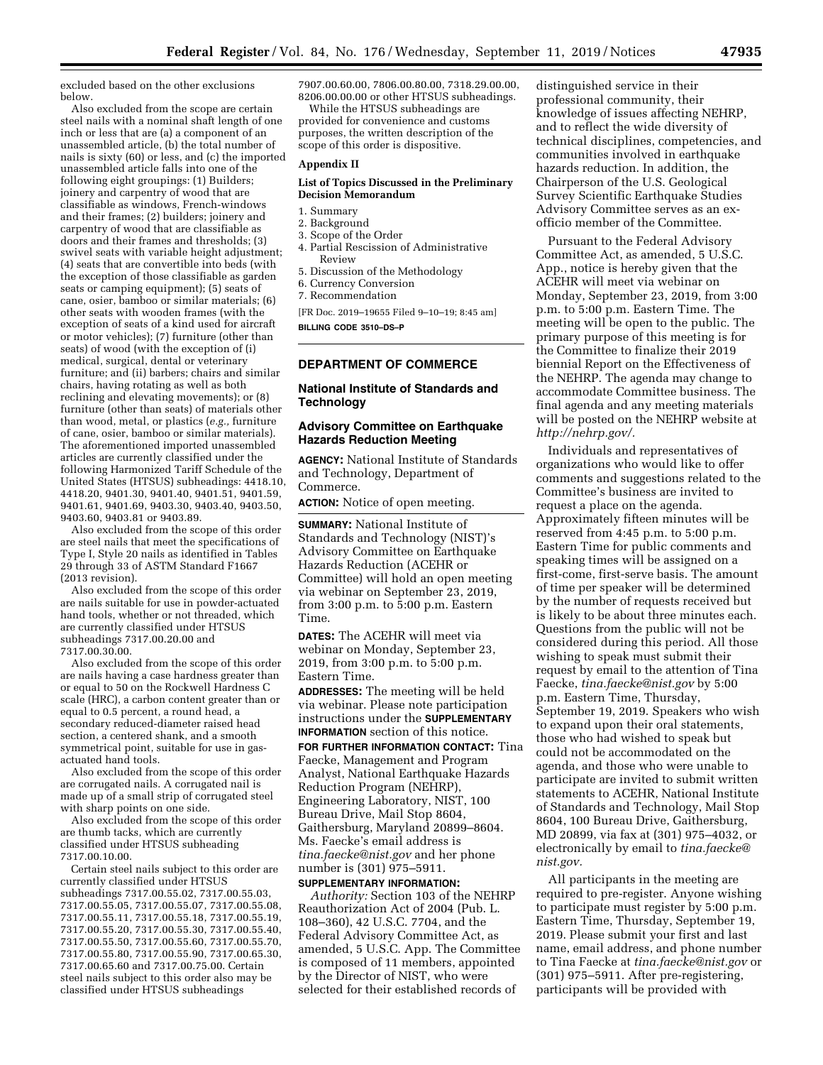excluded based on the other exclusions below.

Also excluded from the scope are certain steel nails with a nominal shaft length of one inch or less that are (a) a component of an unassembled article, (b) the total number of nails is sixty (60) or less, and (c) the imported unassembled article falls into one of the following eight groupings: (1) Builders; joinery and carpentry of wood that are classifiable as windows, French-windows and their frames; (2) builders; joinery and carpentry of wood that are classifiable as doors and their frames and thresholds; (3) swivel seats with variable height adjustment; (4) seats that are convertible into beds (with the exception of those classifiable as garden seats or camping equipment); (5) seats of cane, osier, bamboo or similar materials; (6) other seats with wooden frames (with the exception of seats of a kind used for aircraft or motor vehicles); (7) furniture (other than seats) of wood (with the exception of (i) medical, surgical, dental or veterinary furniture; and (ii) barbers; chairs and similar chairs, having rotating as well as both reclining and elevating movements); or (8) furniture (other than seats) of materials other than wood, metal, or plastics (*e.g.,* furniture of cane, osier, bamboo or similar materials). The aforementioned imported unassembled articles are currently classified under the following Harmonized Tariff Schedule of the United States (HTSUS) subheadings: 4418.10, 4418.20, 9401.30, 9401.40, 9401.51, 9401.59, 9401.61, 9401.69, 9403.30, 9403.40, 9403.50, 9403.60, 9403.81 or 9403.89.

Also excluded from the scope of this order are steel nails that meet the specifications of Type I, Style 20 nails as identified in Tables 29 through 33 of ASTM Standard F1667 (2013 revision).

Also excluded from the scope of this order are nails suitable for use in powder-actuated hand tools, whether or not threaded, which are currently classified under HTSUS subheadings 7317.00.20.00 and 7317.00.30.00.

Also excluded from the scope of this order are nails having a case hardness greater than or equal to 50 on the Rockwell Hardness C scale (HRC), a carbon content greater than or equal to 0.5 percent, a round head, a secondary reduced-diameter raised head section, a centered shank, and a smooth symmetrical point, suitable for use in gas-actuated hand tools.

Also excluded from the scope of this order are corrugated nails. A corrugated nail is made up of a small strip of corrugated steel with sharp points on one side.

Also excluded from the scope of this order are thumb tacks, which are currently classified under HTSUS subheading 7317.00.10.00.

Certain steel nails subject to this order are currently classified under HTSUS subheadings 7317.00.55.02, 7317.00.55.03, 7317.00.55.05, 7317.00.55.07, 7317.00.55.08, 7317.00.55.11, 7317.00.55.18, 7317.00.55.19, 7317.00.55.20, 7317.00.55.30, 7317.00.55.40, 7317.00.55.50, 7317.00.55.60, 7317.00.55.70, 7317.00.55.80, 7317.00.55.90, 7317.00.65.30, 7317.00.65.60 and 7317.00.75.00. Certain steel nails subject to this order also may be classified under HTSUS subheadings 7907.00.60.00, 7806.00.80.00, 7318.29.00.00, 8206.00.00.00 or other HTSUS subheadings.

While the HTSUS subheadings are provided for convenience and customs purposes, the written description of the scope of this order is dispositive.

## Appendix II

### List of Topics Discussed in the Preliminary Decision Memorandum

1. Summary
2. Background
3. Scope of the Order
4. Partial Rescission of Administrative Review
5. Discussion of the Methodology
6. Currency Conversion
7. Recommendation

[FR Doc. 2019–19655 Filed 9–10–19; 8:45 am]

**BILLING CODE 3510–DS–P**

## DEPARTMENT OF COMMERCE

### National Institute of Standards and Technology

### Advisory Committee on Earthquake Hazards Reduction Meeting

**AGENCY:** National Institute of Standards and Technology, Department of Commerce.

**ACTION:** Notice of open meeting.

**SUMMARY:** National Institute of Standards and Technology (NIST)'s Advisory Committee on Earthquake Hazards Reduction (ACEHR or Committee) will hold an open meeting via webinar on September 23, 2019, from 3:00 p.m. to 5:00 p.m. Eastern Time.

**DATES:** The ACEHR will meet via webinar on Monday, September 23, 2019, from 3:00 p.m. to 5:00 p.m. Eastern Time.

**ADDRESSES:** The meeting will be held via webinar. Please note participation instructions under the **SUPPLEMENTARY INFORMATION** section of this notice.

**FOR FURTHER INFORMATION CONTACT:** Tina Faecke, Management and Program Analyst, National Earthquake Hazards Reduction Program (NEHRP), Engineering Laboratory, NIST, 100 Bureau Drive, Mail Stop 8604, Gaithersburg, Maryland 20899–8604. Ms. Faecke's email address is *tina.faecke@nist.gov* and her phone number is (301) 975–5911.

**SUPPLEMENTARY INFORMATION:**

*Authority:* Section 103 of the NEHRP Reauthorization Act of 2004 (Pub. L. 108–360), 42 U.S.C. 7704, and the Federal Advisory Committee Act, as amended, 5 U.S.C. App. The Committee is composed of 11 members, appointed by the Director of NIST, who were selected for their established records of distinguished service in their professional community, their knowledge of issues affecting NEHRP, and to reflect the wide diversity of technical disciplines, competencies, and communities involved in earthquake hazards reduction. In addition, the Chairperson of the U.S. Geological Survey Scientific Earthquake Studies Advisory Committee serves as an ex-officio member of the Committee.

Pursuant to the Federal Advisory Committee Act, as amended, 5 U.S.C. App., notice is hereby given that the ACEHR will meet via webinar on Monday, September 23, 2019, from 3:00 p.m. to 5:00 p.m. Eastern Time. The meeting will be open to the public. The primary purpose of this meeting is for the Committee to finalize their 2019 biennial Report on the Effectiveness of the NEHRP. The agenda may change to accommodate Committee business. The final agenda and any meeting materials will be posted on the NEHRP website at *http://nehrp.gov/.*

Individuals and representatives of organizations who would like to offer comments and suggestions related to the Committee's business are invited to request a place on the agenda. Approximately fifteen minutes will be reserved from 4:45 p.m. to 5:00 p.m. Eastern Time for public comments and speaking times will be assigned on a first-come, first-serve basis. The amount of time per speaker will be determined by the number of requests received but is likely to be about three minutes each. Questions from the public will not be considered during this period. All those wishing to speak must submit their request by email to the attention of Tina Faecke, *tina.faecke@nist.gov* by 5:00 p.m. Eastern Time, Thursday, September 19, 2019. Speakers who wish to expand upon their oral statements, those who had wished to speak but could not be accommodated on the agenda, and those who were unable to participate are invited to submit written statements to ACEHR, National Institute of Standards and Technology, Mail Stop 8604, 100 Bureau Drive, Gaithersburg, MD 20899, via fax at (301) 975–4032, or electronically by email to *tina.faecke@nist.gov.*

All participants in the meeting are required to pre-register. Anyone wishing to participate must register by 5:00 p.m. Eastern Time, Thursday, September 19, 2019. Please submit your first and last name, email address, and phone number to Tina Faecke at *tina.faecke@nist.gov* or (301) 975–5911. After pre-registering, participants will be provided with